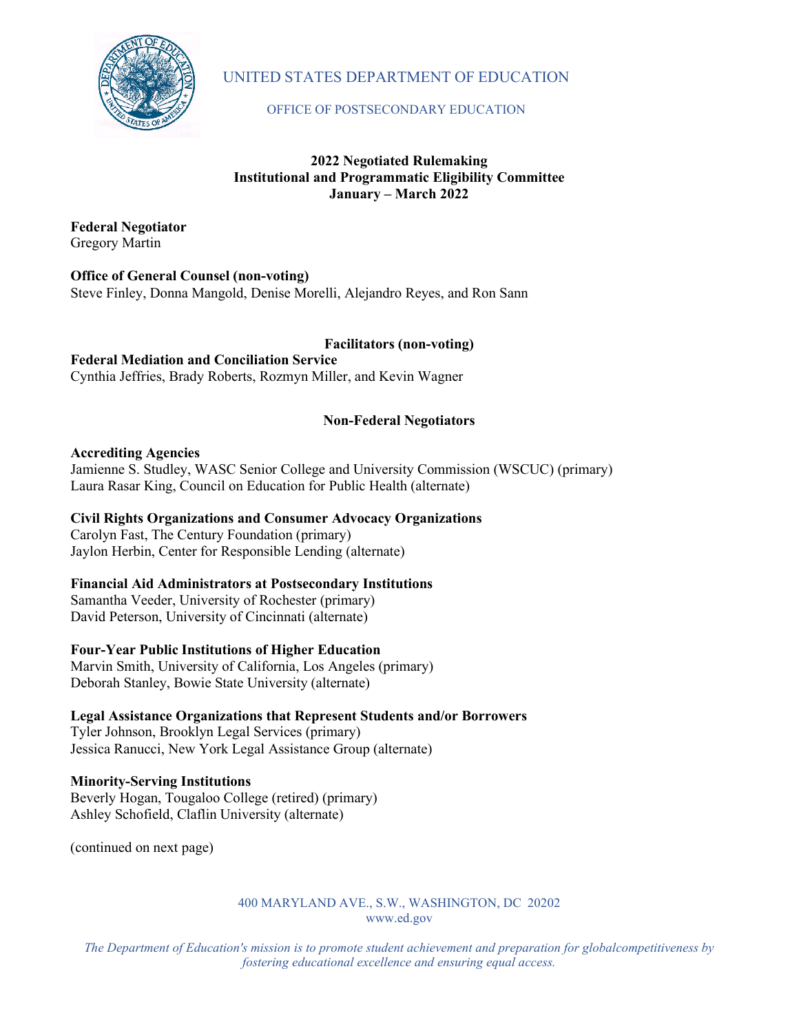UNITED STATES DEPARTMENT OF EDUCATION

OFFICE OF POSTSECONDARY EDUCATION

**2022 Negotiated Rulemaking**
**Institutional and Programmatic Eligibility Committee**
**January – March 2022**

**Federal Negotiator**
Gregory Martin

**Office of General Counsel (non-voting)**
Steve Finley, Donna Mangold, Denise Morelli, Alejandro Reyes, and Ron Sann

**Facilitators (non-voting)**

**Federal Mediation and Conciliation Service**
Cynthia Jeffries, Brady Roberts, Rozmyn Miller, and Kevin Wagner

**Non-Federal Negotiators**

**Accrediting Agencies**
Jamienne S. Studley, WASC Senior College and University Commission (WSCUC) (primary)
Laura Rasar King, Council on Education for Public Health (alternate)

**Civil Rights Organizations and Consumer Advocacy Organizations**
Carolyn Fast, The Century Foundation (primary)
Jaylon Herbin, Center for Responsible Lending (alternate)

**Financial Aid Administrators at Postsecondary Institutions**
Samantha Veeder, University of Rochester (primary)
David Peterson, University of Cincinnati (alternate)

**Four-Year Public Institutions of Higher Education**
Marvin Smith, University of California, Los Angeles (primary)
Deborah Stanley, Bowie State University (alternate)

**Legal Assistance Organizations that Represent Students and/or Borrowers**
Tyler Johnson, Brooklyn Legal Services (primary)
Jessica Ranucci, New York Legal Assistance Group (alternate)

**Minority-Serving Institutions**
Beverly Hogan, Tougaloo College (retired) (primary)
Ashley Schofield, Claflin University (alternate)

(continued on next page)

400 MARYLAND AVE., S.W., WASHINGTON, DC 20202
www.ed.gov

*The Department of Education's mission is to promote student achievement and preparation for globalcompetitiveness by fostering educational excellence and ensuring equal access.*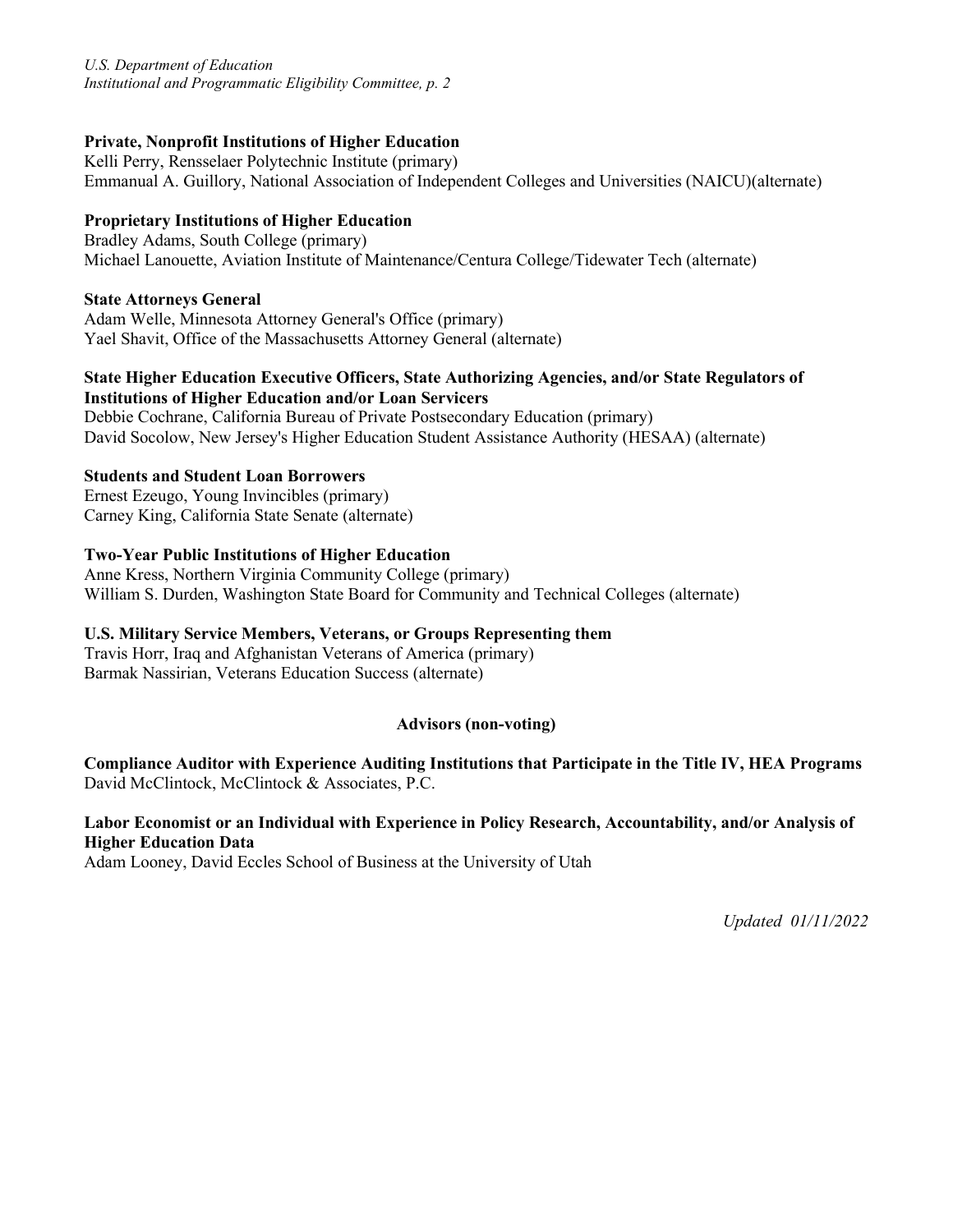**Private, Nonprofit Institutions of Higher Education**
Kelli Perry, Rensselaer Polytechnic Institute (primary)
Emmanual A. Guillory, National Association of Independent Colleges and Universities (NAICU)(alternate)

**Proprietary Institutions of Higher Education**
Bradley Adams, South College (primary)
Michael Lanouette, Aviation Institute of Maintenance/Centura College/Tidewater Tech (alternate)

**State Attorneys General**
Adam Welle, Minnesota Attorney General's Office (primary)
Yael Shavit, Office of the Massachusetts Attorney General (alternate)

**State Higher Education Executive Officers, State Authorizing Agencies, and/or State Regulators of Institutions of Higher Education and/or Loan Servicers**
Debbie Cochrane, California Bureau of Private Postsecondary Education (primary)
David Socolow, New Jersey's Higher Education Student Assistance Authority (HESAA) (alternate)

**Students and Student Loan Borrowers**
Ernest Ezeugo, Young Invincibles (primary)
Carney King, California State Senate (alternate)

**Two-Year Public Institutions of Higher Education**
Anne Kress, Northern Virginia Community College (primary)
William S. Durden, Washington State Board for Community and Technical Colleges (alternate)

**U.S. Military Service Members, Veterans, or Groups Representing them**
Travis Horr, Iraq and Afghanistan Veterans of America (primary)
Barmak Nassirian, Veterans Education Success (alternate)

## Advisors (non-voting)

**Compliance Auditor with Experience Auditing Institutions that Participate in the Title IV, HEA Programs**
David McClintock, McClintock & Associates, P.C.

**Labor Economist or an Individual with Experience in Policy Research, Accountability, and/or Analysis of Higher Education Data**
Adam Looney, David Eccles School of Business at the University of Utah

*Updated 01/11/2022*